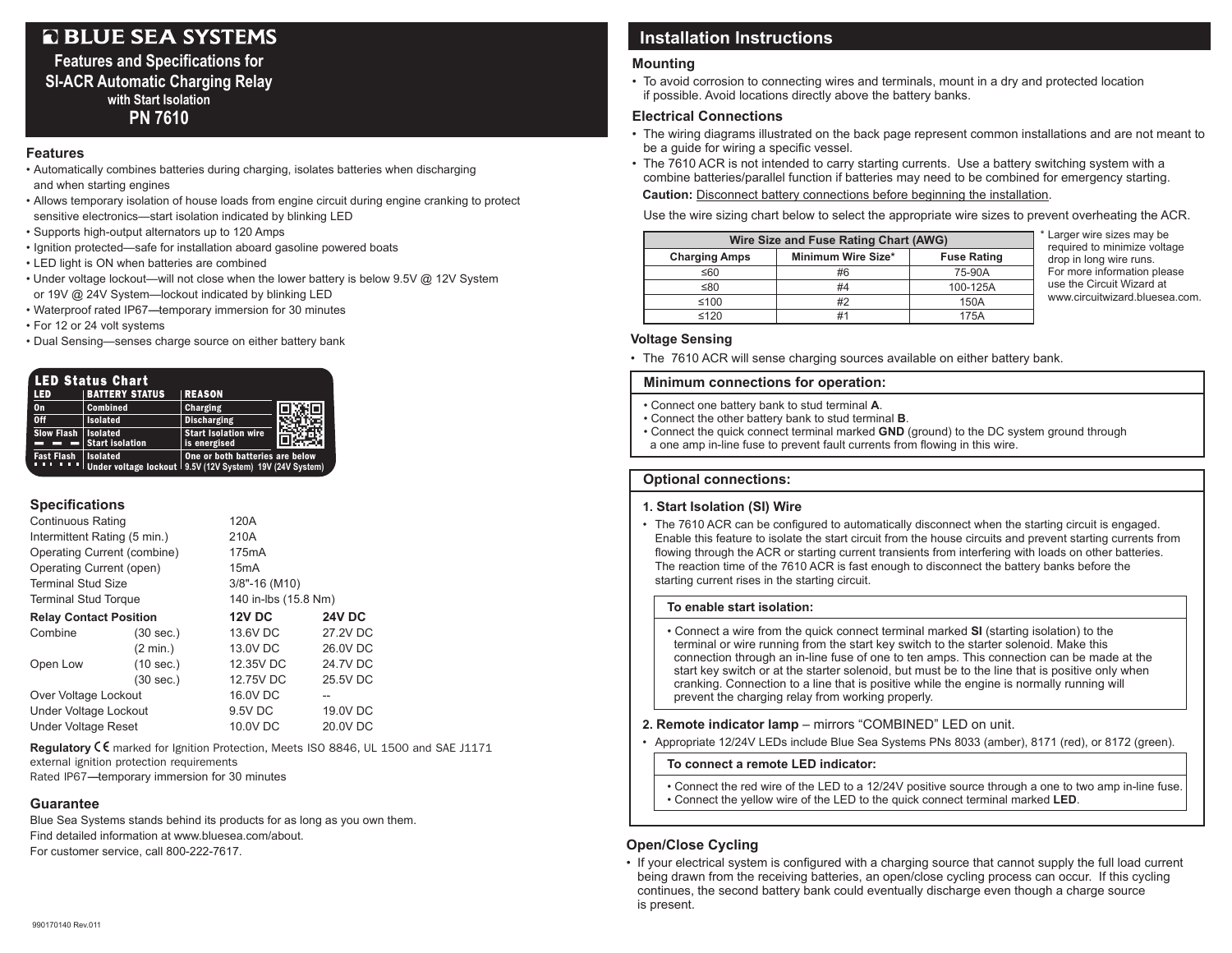# BLUE SEA SYSTEMS

## Features and Specifications for SI-ACR Automatic Charging Relay with Start Isolation PN 7610

### Features

- Automatically combines batteries during charging, isolates batteries when discharging and when starting engines
- Allows temporary isolation of house loads from engine circuit during engine cranking to protect sensitive electronics—start isolation indicated by blinking LED
- Supports high-output alternators up to 120 Amps
- Ignition protected—safe for installation aboard gasoline powered boats
- LED light is ON when batteries are combined
- Under voltage lockout—will not close when the lower battery is below 9.5V @ 12V System or 19V @ 24V System—lockout indicated by blinking LED
- Waterproof rated IP67—temporary immersion for 30 minutes
- For 12 or 24 volt systems
- Dual Sensing—senses charge source on either battery bank

**LED Status Chart**

| LED | BATTERY STATUS | REASON |
|---|---|---|
| On | Combined | Charging |
| Off | Isolated | Discharging |
| Slow Flash ▬ ▬ ▬ | Isolated Start isolation | Start Isolation wire is energised |
| Fast Flash ▪▪▪ ▪▪▪ | Isolated Under voltage lockout | One or both batteries are below 9.5V (12V System) 19V (24V System) |

### Specifications

| | | | |
|---|---|---|---|
| Continuous Rating | | 120A | |
| Intermittent Rating (5 min.) | | 210A | |
| Operating Current (combine) | | 175mA | |
| Operating Current (open) | | 15mA | |
| Terminal Stud Size | | 3/8"-16 (M10) | |
| Terminal Stud Torque | | 140 in-lbs (15.8 Nm) | |
| **Relay Contact Position** | | **12V DC** | **24V DC** |
| Combine | (30 sec.) | 13.6V DC | 27.2V DC |
| | (2 min.) | 13.0V DC | 26.0V DC |
| Open Low | (10 sec.) | 12.35V DC | 24.7V DC |
| | (30 sec.) | 12.75V DC | 25.5V DC |
| Over Voltage Lockout | | 16.0V DC | -- |
| Under Voltage Lockout | | 9.5V DC | 19.0V DC |
| Under Voltage Reset | | 10.0V DC | 20.0V DC |

**Regulatory** CE marked for Ignition Protection, Meets ISO 8846, UL 1500 and SAE J1171 external ignition protection requirements
Rated IP67—temporary immersion for 30 minutes

### Guarantee

Blue Sea Systems stands behind its products for as long as you own them.
Find detailed information at www.bluesea.com/about.
For customer service, call 800-222-7617.

990170140 Rev.011

## Installation Instructions

### Mounting

- To avoid corrosion to connecting wires and terminals, mount in a dry and protected location if possible. Avoid locations directly above the battery banks.

### Electrical Connections

- The wiring diagrams illustrated on the back page represent common installations and are not meant to be a guide for wiring a specific vessel.
- The 7610 ACR is not intended to carry starting currents. Use a battery switching system with a combine batteries/parallel function if batteries may need to be combined for emergency starting.

**Caution:** Disconnect battery connections before beginning the installation.

Use the wire sizing chart below to select the appropriate wire sizes to prevent overheating the ACR.

**Wire Size and Fuse Rating Chart (AWG)**

| Charging Amps | Minimum Wire Size* | Fuse Rating |
|---|---|---|
| ≤60 | #6 | 75-90A |
| ≤80 | #4 | 100-125A |
| ≤100 | #2 | 150A |
| ≤120 | #1 | 175A |

* Larger wire sizes may be required to minimize voltage drop in long wire runs. For more information please use the Circuit Wizard at www.circuitwizard.bluesea.com.

### Voltage Sensing

- The 7610 ACR will sense charging sources available on either battery bank.

### Minimum connections for operation:

- Connect one battery bank to stud terminal **A**.
- Connect the other battery bank to stud terminal **B**.
- Connect the quick connect terminal marked **GND** (ground) to the DC system ground through a one amp in-line fuse to prevent fault currents from flowing in this wire.

### Optional connections:

**1. Start Isolation (SI) Wire**

- The 7610 ACR can be configured to automatically disconnect when the starting circuit is engaged. Enable this feature to isolate the start circuit from the house circuits and prevent starting currents from flowing through the ACR or starting current transients from interfering with loads on other batteries. The reaction time of the 7610 ACR is fast enough to disconnect the battery banks before the starting current rises in the starting circuit.

**To enable start isolation:**

- Connect a wire from the quick connect terminal marked **SI** (starting isolation) to the terminal or wire running from the start key switch to the starter solenoid. Make this connection through an in-line fuse of one to ten amps. This connection can be made at the start key switch or at the starter solenoid, but must be to the line that is positive only when cranking. Connection to a line that is positive while the engine is normally running will prevent the charging relay from working properly.

**2. Remote indicator lamp** – mirrors "COMBINED" LED on unit.

- Appropriate 12/24V LEDs include Blue Sea Systems PNs 8033 (amber), 8171 (red), or 8172 (green).

**To connect a remote LED indicator:**

- Connect the red wire of the LED to a 12/24V positive source through a one to two amp in-line fuse.
- Connect the yellow wire of the LED to the quick connect terminal marked **LED**.

### Open/Close Cycling

- If your electrical system is configured with a charging source that cannot supply the full load current being drawn from the receiving batteries, an open/close cycling process can occur. If this cycling continues, the second battery bank could eventually discharge even though a charge source is present.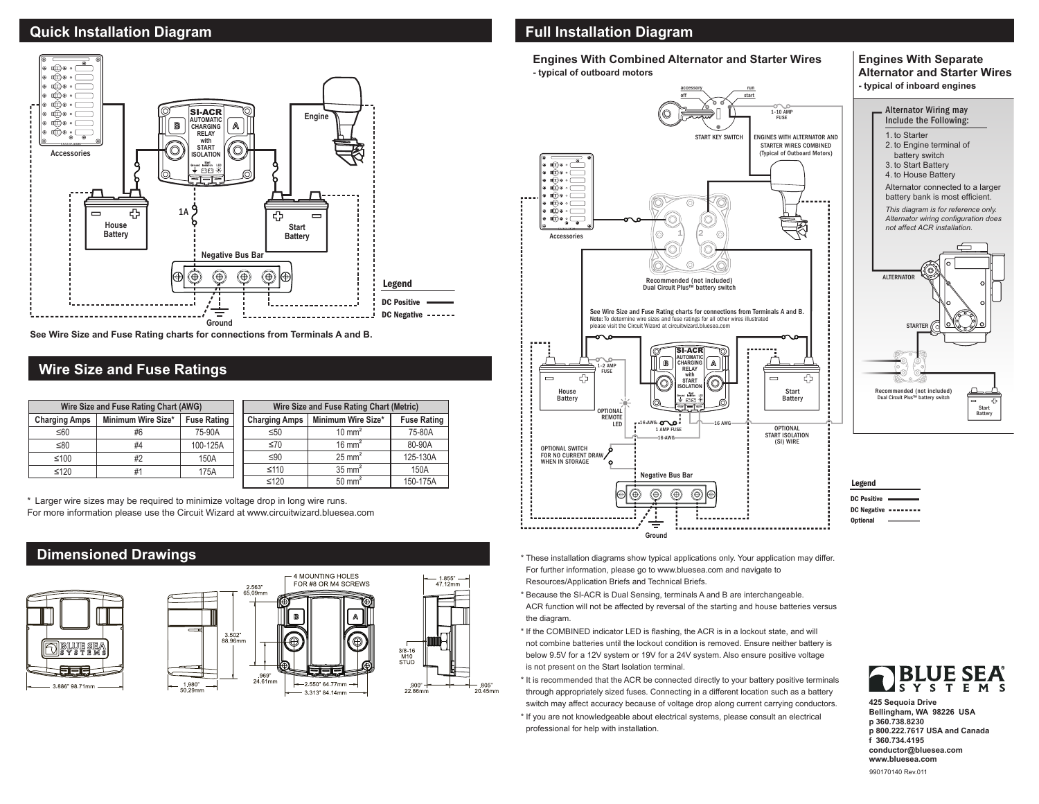## Quick Installation Diagram

Accessories

SI-ACR
AUTOMATIC CHARGING RELAY with START ISOLATION

B

A

Engine

1A

House Battery

Start Battery

Negative Bus Bar

Ground

Legend

DC Positive

DC Negative

See Wire Size and Fuse Rating charts for connections from Terminals A and B.

## Wire Size and Fuse Ratings

| Wire Size and Fuse Rating Chart (AWG) | | |
|---|---|---|
| Charging Amps | Minimum Wire Size* | Fuse Rating |
| ≤60 | #6 | 75-90A |
| ≤80 | #4 | 100-125A |
| ≤100 | #2 | 150A |
| ≤120 | #1 | 175A |

| Wire Size and Fuse Rating Chart (Metric) | | |
|---|---|---|
| Charging Amps | Minimum Wire Size* | Fuse Rating |
| ≤50 | 10 $mm^2$ | 75-80A |
| ≤70 | 16 $mm^2$ | 80-90A |
| ≤90 | 25 $mm^2$ | 125-130A |
| ≤110 | 35 $mm^2$ | 150A |
| ≤120 | 50 $mm^2$ | 150-175A |

* Larger wire sizes may be required to minimize voltage drop in long wire runs.
For more information please use the Circuit Wizard at www.circuitwizard.bluesea.com

## Dimensioned Drawings

3.886" 98.71mm

1.980" 50.29mm

2.563" 65.09mm

3.502" 88.96mm

.969" 24.61mm

4 MOUNTING HOLES FOR #8 OR M4 SCREWS

2.550" 64.77mm

3.313" 84.14mm

1.855" 47.12mm

3/8-16 M10 STUD

.900" 22.86mm

.805" 20.45mm

## Full Installation Diagram

### Engines With Combined Alternator and Starter Wires

**- typical of outboard motors**

accessory
off
run
start

1–10 AMP FUSE

START KEY SWITCH

ENGINES WITH ALTERNATOR AND STARTER WIRES COMBINED (Typical of Outboard Motors)

Accessories

Recommended (not included) Dual Circuit Plus™ battery switch

See Wire Size and Fuse Rating charts for connections from Terminals A and B.
**Note:** To determine wire sizes and fuse ratings for all other wires illustrated please visit the Circuit Wizard at circuitwizard.bluesea.com

1-2 AMP FUSE

House Battery

Start Battery

OPTIONAL REMOTE LED

16 AWG

1 AMP FUSE

16 AWG

16 AWG

OPTIONAL START ISOLATION (SI) WIRE

OPTIONAL SWITCH FOR NO CURRENT DRAW WHEN IN STORAGE

Negative Bus Bar

Ground

### Engines With Separate Alternator and Starter Wires

**- typical of inboard engines**

**Alternator Wiring may Include the Following:**

1. to Starter
2. to Engine terminal of battery switch
3. to Start Battery
4. to House Battery

Alternator connected to a larger battery bank is most efficient.

*This diagram is for reference only. Alternator wiring configuration does not affect ACR installation.*

ALTERNATOR

STARTER

Recommended (not included) Dual Circuit Plus™ battery switch

Start Battery

Legend

DC Positive

DC Negative

Optional

* These installation diagrams show typical applications only. Your application may differ. For further information, please go to www.bluesea.com and navigate to Resources/Application Briefs and Technical Briefs.
* Because the SI-ACR is Dual Sensing, terminals A and B are interchangeable. ACR function will not be affected by reversal of the starting and house batteries versus the diagram.
* If the COMBINED indicator LED is flashing, the ACR is in a lockout state, and will not combine batteries until the lockout condition is removed. Ensure neither battery is below 9.5V for a 12V system or 19V for a 24V system. Also ensure positive voltage is not present on the Start Isolation terminal.
* It is recommended that the ACR be connected directly to your battery positive terminals through appropriately sized fuses. Connecting in a different location such as a battery switch may affect accuracy because of voltage drop along current carrying conductors.
* If you are not knowledgeable about electrical systems, please consult an electrical professional for help with installation.

BLUE SEA SYSTEMS

**425 Sequoia Drive**
**Bellingham, WA 98226 USA**
**p 360.738.8230**
**p 800.222.7617 USA and Canada**
**f 360.734.4195**
**conductor@bluesea.com**
**www.bluesea.com**

990170140 Rev.011